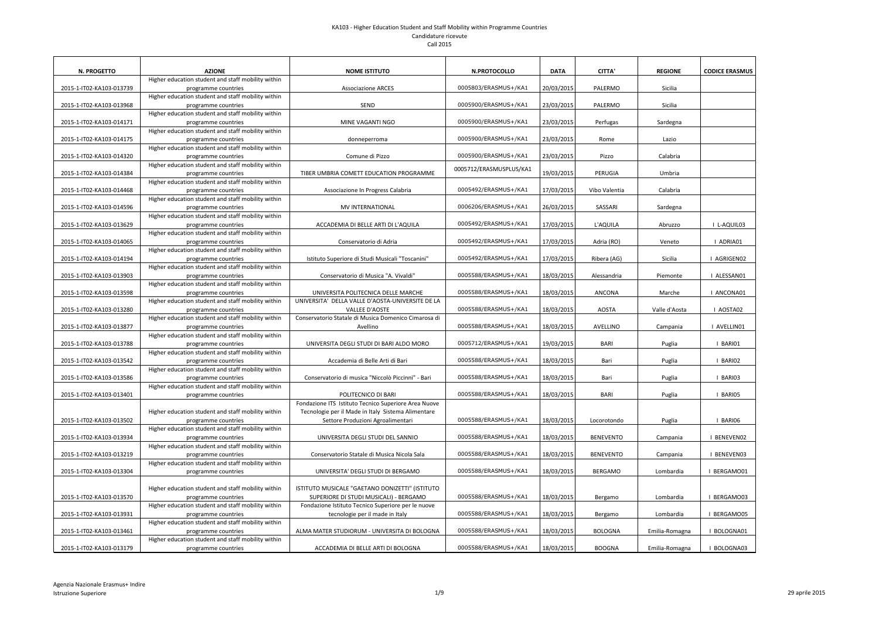# KA103 - Higher Education Student and Staff Mobility within Programme Countries

Candidature ricevute

Call 2015

| N. PROGETTO | AZIONE | NOME ISTITUTO | N.PROTOCOLLO | DATA | CITTA' | REGIONE | CODICE ERASMUS |
|---|---|---|---|---|---|---|---|
| 2015-1-IT02-KA103-013739 | Higher education student and staff mobility within programme countries | Associazione ARCES | 0005803/ERASMUS+/KA1 | 20/03/2015 | PALERMO | Sicilia | |
| 2015-1-IT02-KA103-013968 | Higher education student and staff mobility within programme countries | SEND | 0005900/ERASMUS+/KA1 | 23/03/2015 | PALERMO | Sicilia | |
| 2015-1-IT02-KA103-014171 | Higher education student and staff mobility within programme countries | MINE VAGANTI NGO | 0005900/ERASMUS+/KA1 | 23/03/2015 | Perfugas | Sardegna | |
| 2015-1-IT02-KA103-014175 | Higher education student and staff mobility within programme countries | donneperroma | 0005900/ERASMUS+/KA1 | 23/03/2015 | Rome | Lazio | |
| 2015-1-IT02-KA103-014320 | Higher education student and staff mobility within programme countries | Comune di Pizzo | 0005900/ERASMUS+/KA1 | 23/03/2015 | Pizzo | Calabria | |
| 2015-1-IT02-KA103-014384 | Higher education student and staff mobility within programme countries | TIBER UMBRIA COMETT EDUCATION PROGRAMME | 0005712/ERASMUSPLUS/KA1 | 19/03/2015 | PERUGIA | Umbria | |
| 2015-1-IT02-KA103-014468 | Higher education student and staff mobility within programme countries | Associazione In Progress Calabria | 0005492/ERASMUS+/KA1 | 17/03/2015 | Vibo Valentia | Calabria | |
| 2015-1-IT02-KA103-014596 | Higher education student and staff mobility within programme countries | MV INTERNATIONAL | 0006206/ERASMUS+/KA1 | 26/03/2015 | SASSARI | Sardegna | |
| 2015-1-IT02-KA103-013629 | Higher education student and staff mobility within programme countries | ACCADEMIA DI BELLE ARTI DI L'AQUILA | 0005492/ERASMUS+/KA1 | 17/03/2015 | L'AQUILA | Abruzzo | I L-AQUIL03 |
| 2015-1-IT02-KA103-014065 | Higher education student and staff mobility within programme countries | Conservatorio di Adria | 0005492/ERASMUS+/KA1 | 17/03/2015 | Adria (RO) | Veneto | I ADRIA01 |
| 2015-1-IT02-KA103-014194 | Higher education student and staff mobility within programme countries | Istituto Superiore di Studi Musicali "Toscanini" | 0005492/ERASMUS+/KA1 | 17/03/2015 | Ribera (AG) | Sicilia | I AGRIGEN02 |
| 2015-1-IT02-KA103-013903 | Higher education student and staff mobility within programme countries | Conservatorio di Musica "A. Vivaldi" | 0005588/ERASMUS+/KA1 | 18/03/2015 | Alessandria | Piemonte | I ALESSAN01 |
| 2015-1-IT02-KA103-013598 | Higher education student and staff mobility within programme countries | UNIVERSITA POLITECNICA DELLE MARCHE | 0005588/ERASMUS+/KA1 | 18/03/2015 | ANCONA | Marche | I ANCONA01 |
| 2015-1-IT02-KA103-013280 | Higher education student and staff mobility within programme countries | UNIVERSITA' DELLA VALLE D'AOSTA-UNIVERSITE DE LA VALLEE D'AOSTE | 0005588/ERASMUS+/KA1 | 18/03/2015 | AOSTA | Valle d'Aosta | I AOSTA02 |
| 2015-1-IT02-KA103-013877 | Higher education student and staff mobility within programme countries | Conservatorio Statale di Musica Domenico Cimarosa di Avellino | 0005588/ERASMUS+/KA1 | 18/03/2015 | AVELLINO | Campania | I AVELLIN01 |
| 2015-1-IT02-KA103-013788 | Higher education student and staff mobility within programme countries | UNIVERSITA DEGLI STUDI DI BARI ALDO MORO | 0005712/ERASMUS+/KA1 | 19/03/2015 | BARI | Puglia | I BARI01 |
| 2015-1-IT02-KA103-013542 | Higher education student and staff mobility within programme countries | Accademia di Belle Arti di Bari | 0005588/ERASMUS+/KA1 | 18/03/2015 | Bari | Puglia | I BARI02 |
| 2015-1-IT02-KA103-013586 | Higher education student and staff mobility within programme countries | Conservatorio di musica "Niccolò Piccinni" - Bari | 0005588/ERASMUS+/KA1 | 18/03/2015 | Bari | Puglia | I BARI03 |
| 2015-1-IT02-KA103-013401 | Higher education student and staff mobility within programme countries | POLITECNICO DI BARI | 0005588/ERASMUS+/KA1 | 18/03/2015 | BARI | Puglia | I BARI05 |
| 2015-1-IT02-KA103-013502 | Higher education student and staff mobility within programme countries | Fondazione ITS Istituto Tecnico Superiore Area Nuove Tecnologie per il Made in Italy Sistema Alimentare Settore Produzioni Agroalimentari | 0005588/ERASMUS+/KA1 | 18/03/2015 | Locorotondo | Puglia | I BARI06 |
| 2015-1-IT02-KA103-013934 | Higher education student and staff mobility within programme countries | UNIVERSITA DEGLI STUDI DEL SANNIO | 0005588/ERASMUS+/KA1 | 18/03/2015 | BENEVENTO | Campania | I BENEVEN02 |
| 2015-1-IT02-KA103-013219 | Higher education student and staff mobility within programme countries | Conservatorio Statale di Musica Nicola Sala | 0005588/ERASMUS+/KA1 | 18/03/2015 | BENEVENTO | Campania | I BENEVEN03 |
| 2015-1-IT02-KA103-013304 | Higher education student and staff mobility within programme countries | UNIVERSITA' DEGLI STUDI DI BERGAMO | 0005588/ERASMUS+/KA1 | 18/03/2015 | BERGAMO | Lombardia | I BERGAMO01 |
| 2015-1-IT02-KA103-013570 | Higher education student and staff mobility within programme countries | ISTITUTO MUSICALE "GAETANO DONIZETTI" (ISTITUTO SUPERIORE DI STUDI MUSICALI) - BERGAMO | 0005588/ERASMUS+/KA1 | 18/03/2015 | Bergamo | Lombardia | I BERGAMO03 |
| 2015-1-IT02-KA103-013931 | Higher education student and staff mobility within programme countries | Fondazione Istituto Tecnico Superiore per le nuove tecnologie per il made in Italy | 0005588/ERASMUS+/KA1 | 18/03/2015 | Bergamo | Lombardia | I BERGAMO05 |
| 2015-1-IT02-KA103-013461 | Higher education student and staff mobility within programme countries | ALMA MATER STUDIORUM - UNIVERSITA DI BOLOGNA | 0005588/ERASMUS+/KA1 | 18/03/2015 | BOLOGNA | Emilia-Romagna | I BOLOGNA01 |
| 2015-1-IT02-KA103-013179 | Higher education student and staff mobility within programme countries | ACCADEMIA DI BELLE ARTI DI BOLOGNA | 0005588/ERASMUS+/KA1 | 18/03/2015 | BOOGNA | Emilia-Romagna | I BOLOGNA03 |

Agenzia Nazionale Erasmus+ Indire
Istruzione Superiore

29 aprile 2015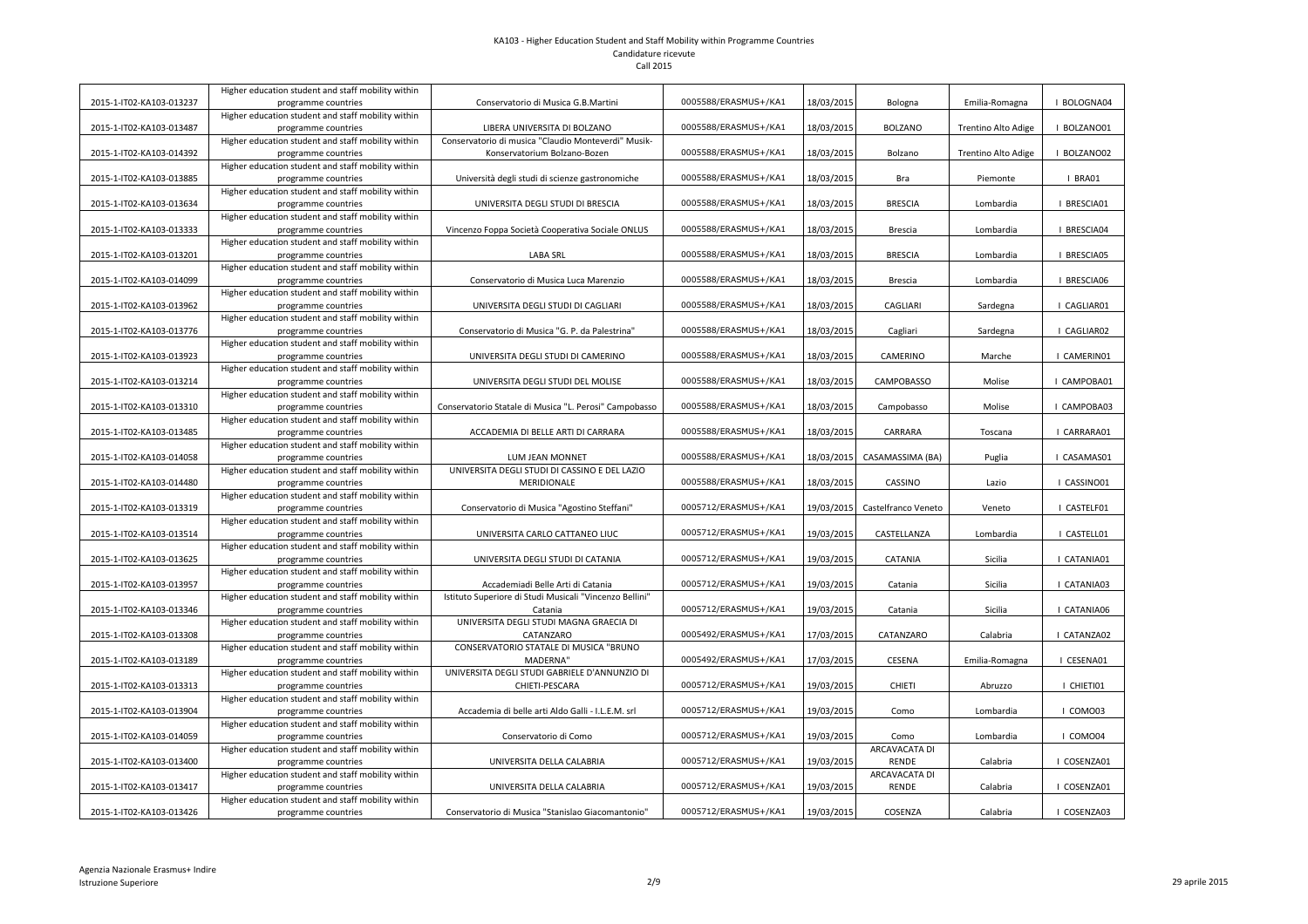# KA103 - Higher Education Student and Staff Mobility within Programme Countries

Candidature ricevute

Call 2015

| | | | | | | | |
|---|---|---|---|---|---|---|---|
| 2015-1-IT02-KA103-013237 | Higher education student and staff mobility within programme countries | Conservatorio di Musica G.B.Martini | 0005588/ERASMUS+/KA1 | 18/03/2015 | Bologna | Emilia-Romagna | I BOLOGNA04 |
| 2015-1-IT02-KA103-013487 | Higher education student and staff mobility within programme countries | LIBERA UNIVERSITA DI BOLZANO | 0005588/ERASMUS+/KA1 | 18/03/2015 | BOLZANO | Trentino Alto Adige | I BOLZANO01 |
| 2015-1-IT02-KA103-014392 | Higher education student and staff mobility within programme countries | Conservatorio di musica "Claudio Monteverdi" Musik-Konservatorium Bolzano-Bozen | 0005588/ERASMUS+/KA1 | 18/03/2015 | Bolzano | Trentino Alto Adige | I BOLZANO02 |
| 2015-1-IT02-KA103-013885 | Higher education student and staff mobility within programme countries | Università degli studi di scienze gastronomiche | 0005588/ERASMUS+/KA1 | 18/03/2015 | Bra | Piemonte | I BRA01 |
| 2015-1-IT02-KA103-013634 | Higher education student and staff mobility within programme countries | UNIVERSITA DEGLI STUDI DI BRESCIA | 0005588/ERASMUS+/KA1 | 18/03/2015 | BRESCIA | Lombardia | I BRESCIA01 |
| 2015-1-IT02-KA103-013333 | Higher education student and staff mobility within programme countries | Vincenzo Foppa Società Cooperativa Sociale ONLUS | 0005588/ERASMUS+/KA1 | 18/03/2015 | Brescia | Lombardia | I BRESCIA04 |
| 2015-1-IT02-KA103-013201 | Higher education student and staff mobility within programme countries | LABA SRL | 0005588/ERASMUS+/KA1 | 18/03/2015 | BRESCIA | Lombardia | I BRESCIA05 |
| 2015-1-IT02-KA103-014099 | Higher education student and staff mobility within programme countries | Conservatorio di Musica Luca Marenzio | 0005588/ERASMUS+/KA1 | 18/03/2015 | Brescia | Lombardia | I BRESCIA06 |
| 2015-1-IT02-KA103-013962 | Higher education student and staff mobility within programme countries | UNIVERSITA DEGLI STUDI DI CAGLIARI | 0005588/ERASMUS+/KA1 | 18/03/2015 | CAGLIARI | Sardegna | I CAGLIAR01 |
| 2015-1-IT02-KA103-013776 | Higher education student and staff mobility within programme countries | Conservatorio di Musica "G. P. da Palestrina" | 0005588/ERASMUS+/KA1 | 18/03/2015 | Cagliari | Sardegna | I CAGLIAR02 |
| 2015-1-IT02-KA103-013923 | Higher education student and staff mobility within programme countries | UNIVERSITA DEGLI STUDI DI CAMERINO | 0005588/ERASMUS+/KA1 | 18/03/2015 | CAMERINO | Marche | I CAMERIN01 |
| 2015-1-IT02-KA103-013214 | Higher education student and staff mobility within programme countries | UNIVERSITA DEGLI STUDI DEL MOLISE | 0005588/ERASMUS+/KA1 | 18/03/2015 | CAMPOBASSO | Molise | I CAMPOBA01 |
| 2015-1-IT02-KA103-013310 | Higher education student and staff mobility within programme countries | Conservatorio Statale di Musica "L. Perosi" Campobasso | 0005588/ERASMUS+/KA1 | 18/03/2015 | Campobasso | Molise | I CAMPOBA03 |
| 2015-1-IT02-KA103-013485 | Higher education student and staff mobility within programme countries | ACCADEMIA DI BELLE ARTI DI CARRARA | 0005588/ERASMUS+/KA1 | 18/03/2015 | CARRARA | Toscana | I CARRARA01 |
| 2015-1-IT02-KA103-014058 | Higher education student and staff mobility within programme countries | LUM JEAN MONNET | 0005588/ERASMUS+/KA1 | 18/03/2015 | CASAMASSIMA (BA) | Puglia | I CASAMAS01 |
| 2015-1-IT02-KA103-014480 | Higher education student and staff mobility within programme countries | UNIVERSITA DEGLI STUDI DI CASSINO E DEL LAZIO MERIDIONALE | 0005588/ERASMUS+/KA1 | 18/03/2015 | CASSINO | Lazio | I CASSINO01 |
| 2015-1-IT02-KA103-013319 | Higher education student and staff mobility within programme countries | Conservatorio di Musica "Agostino Steffani" | 0005712/ERASMUS+/KA1 | 19/03/2015 | Castelfranco Veneto | Veneto | I CASTELF01 |
| 2015-1-IT02-KA103-013514 | Higher education student and staff mobility within programme countries | UNIVERSITA CARLO CATTANEO LIUC | 0005712/ERASMUS+/KA1 | 19/03/2015 | CASTELLANZA | Lombardia | I CASTELL01 |
| 2015-1-IT02-KA103-013625 | Higher education student and staff mobility within programme countries | UNIVERSITA DEGLI STUDI DI CATANIA | 0005712/ERASMUS+/KA1 | 19/03/2015 | CATANIA | Sicilia | I CATANIA01 |
| 2015-1-IT02-KA103-013957 | Higher education student and staff mobility within programme countries | Accademiadi Belle Arti di Catania | 0005712/ERASMUS+/KA1 | 19/03/2015 | Catania | Sicilia | I CATANIA03 |
| 2015-1-IT02-KA103-013346 | Higher education student and staff mobility within programme countries | Istituto Superiore di Studi Musicali "Vincenzo Bellini" Catania | 0005712/ERASMUS+/KA1 | 19/03/2015 | Catania | Sicilia | I CATANIA06 |
| 2015-1-IT02-KA103-013308 | Higher education student and staff mobility within programme countries | UNIVERSITA DEGLI STUDI MAGNA GRAECIA DI CATANZARO | 0005492/ERASMUS+/KA1 | 17/03/2015 | CATANZARO | Calabria | I CATANZA02 |
| 2015-1-IT02-KA103-013189 | Higher education student and staff mobility within programme countries | CONSERVATORIO STATALE DI MUSICA "BRUNO MADERNA" | 0005492/ERASMUS+/KA1 | 17/03/2015 | CESENA | Emilia-Romagna | I CESENA01 |
| 2015-1-IT02-KA103-013313 | Higher education student and staff mobility within programme countries | UNIVERSITA DEGLI STUDI GABRIELE D'ANNUNZIO DI CHIETI-PESCARA | 0005712/ERASMUS+/KA1 | 19/03/2015 | CHIETI | Abruzzo | I CHIETI01 |
| 2015-1-IT02-KA103-013904 | Higher education student and staff mobility within programme countries | Accademia di belle arti Aldo Galli - I.L.E.M. srl | 0005712/ERASMUS+/KA1 | 19/03/2015 | Como | Lombardia | I COMO03 |
| 2015-1-IT02-KA103-014059 | Higher education student and staff mobility within programme countries | Conservatorio di Como | 0005712/ERASMUS+/KA1 | 19/03/2015 | Como | Lombardia | I COMO04 |
| 2015-1-IT02-KA103-013400 | Higher education student and staff mobility within programme countries | UNIVERSITA DELLA CALABRIA | 0005712/ERASMUS+/KA1 | 19/03/2015 | ARCAVACATA DI RENDE | Calabria | I COSENZA01 |
| 2015-1-IT02-KA103-013417 | Higher education student and staff mobility within programme countries | UNIVERSITA DELLA CALABRIA | 0005712/ERASMUS+/KA1 | 19/03/2015 | ARCAVACATA DI RENDE | Calabria | I COSENZA01 |
| 2015-1-IT02-KA103-013426 | Higher education student and staff mobility within programme countries | Conservatorio di Musica "Stanislao Giacomantonio" | 0005712/ERASMUS+/KA1 | 19/03/2015 | COSENZA | Calabria | I COSENZA03 |

Agenzia Nazionale Erasmus+ Indire
Istruzione Superiore

29 aprile 2015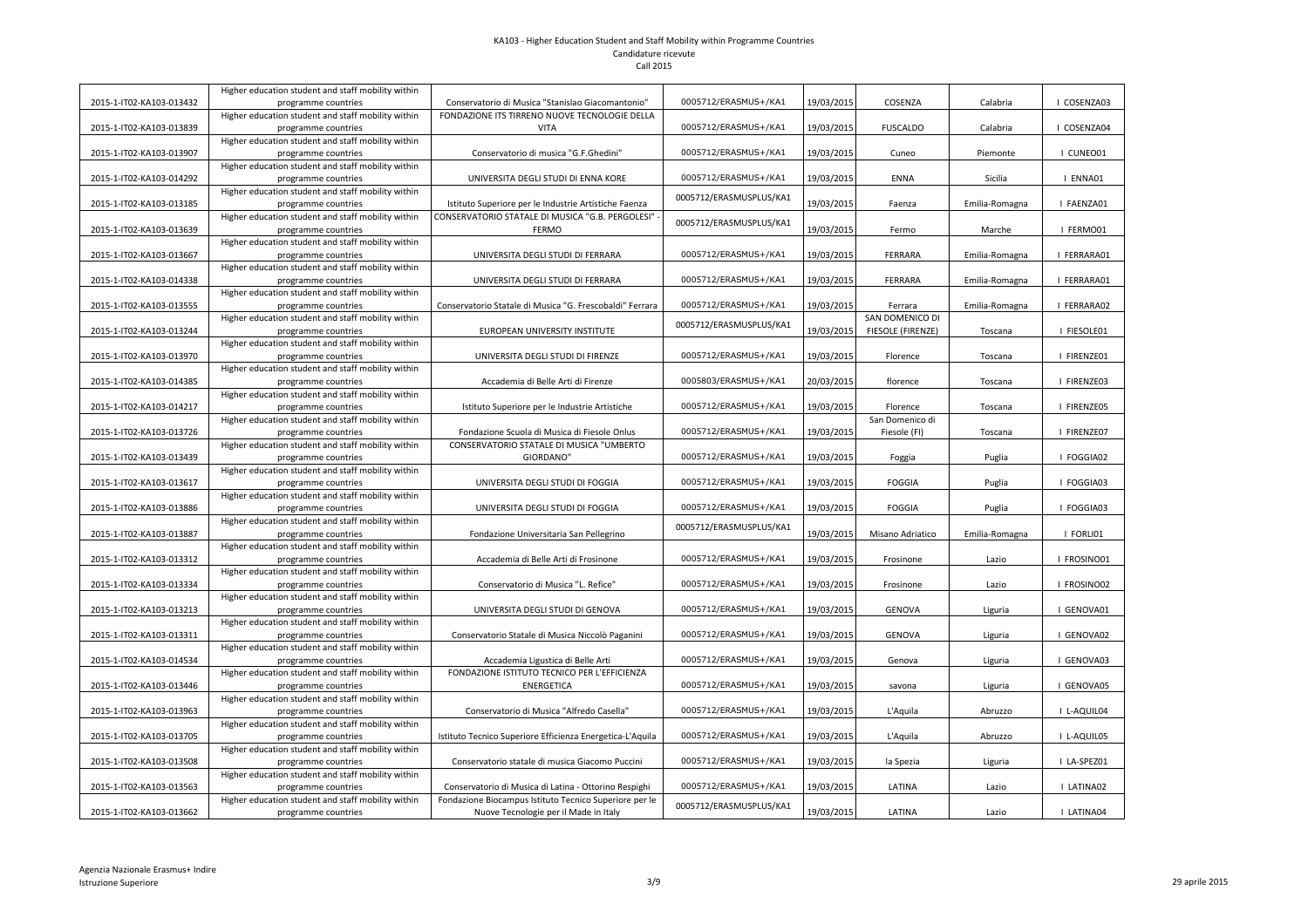KA103 - Higher Education Student and Staff Mobility within Programme Countries
Candidature ricevute
Call 2015

| | | | | | | | |
|---|---|---|---|---|---|---|---|
| 2015-1-IT02-KA103-013432 | Higher education student and staff mobility within programme countries | Conservatorio di Musica "Stanislao Giacomantonio" | 0005712/ERASMUS+/KA1 | 19/03/2015 | COSENZA | Calabria | I COSENZA03 |
| 2015-1-IT02-KA103-013839 | Higher education student and staff mobility within programme countries | FONDAZIONE ITS TIRRENO NUOVE TECNOLOGIE DELLA VITA | 0005712/ERASMUS+/KA1 | 19/03/2015 | FUSCALDO | Calabria | I COSENZA04 |
| 2015-1-IT02-KA103-013907 | Higher education student and staff mobility within programme countries | Conservatorio di musica "G.F.Ghedini" | 0005712/ERASMUS+/KA1 | 19/03/2015 | Cuneo | Piemonte | I CUNEO01 |
| 2015-1-IT02-KA103-014292 | Higher education student and staff mobility within programme countries | UNIVERSITA DEGLI STUDI DI ENNA KORE | 0005712/ERASMUS+/KA1 | 19/03/2015 | ENNA | Sicilia | I ENNA01 |
| 2015-1-IT02-KA103-013185 | Higher education student and staff mobility within programme countries | Istituto Superiore per le Industrie Artistiche Faenza | 0005712/ERASMUSPLUS/KA1 | 19/03/2015 | Faenza | Emilia-Romagna | I FAENZA01 |
| 2015-1-IT02-KA103-013639 | Higher education student and staff mobility within programme countries | CONSERVATORIO STATALE DI MUSICA "G.B. PERGOLESI" - FERMO | 0005712/ERASMUSPLUS/KA1 | 19/03/2015 | Fermo | Marche | I FERMO01 |
| 2015-1-IT02-KA103-013667 | Higher education student and staff mobility within programme countries | UNIVERSITA DEGLI STUDI DI FERRARA | 0005712/ERASMUS+/KA1 | 19/03/2015 | FERRARA | Emilia-Romagna | I FERRARA01 |
| 2015-1-IT02-KA103-014338 | Higher education student and staff mobility within programme countries | UNIVERSITA DEGLI STUDI DI FERRARA | 0005712/ERASMUS+/KA1 | 19/03/2015 | FERRARA | Emilia-Romagna | I FERRARA01 |
| 2015-1-IT02-KA103-013555 | Higher education student and staff mobility within programme countries | Conservatorio Statale di Musica "G. Frescobaldi" Ferrara | 0005712/ERASMUS+/KA1 | 19/03/2015 | Ferrara | Emilia-Romagna | I FERRARA02 |
| 2015-1-IT02-KA103-013244 | Higher education student and staff mobility within programme countries | EUROPEAN UNIVERSITY INSTITUTE | 0005712/ERASMUSPLUS/KA1 | 19/03/2015 | SAN DOMENICO DI FIESOLE (FIRENZE) | Toscana | I FIESOLE01 |
| 2015-1-IT02-KA103-013970 | Higher education student and staff mobility within programme countries | UNIVERSITA DEGLI STUDI DI FIRENZE | 0005712/ERASMUS+/KA1 | 19/03/2015 | Florence | Toscana | I FIRENZE01 |
| 2015-1-IT02-KA103-014385 | Higher education student and staff mobility within programme countries | Accademia di Belle Arti di Firenze | 0005803/ERASMUS+/KA1 | 20/03/2015 | florence | Toscana | I FIRENZE03 |
| 2015-1-IT02-KA103-014217 | Higher education student and staff mobility within programme countries | Istituto Superiore per le Industrie Artistiche | 0005712/ERASMUS+/KA1 | 19/03/2015 | Florence | Toscana | I FIRENZE05 |
| 2015-1-IT02-KA103-013726 | Higher education student and staff mobility within programme countries | Fondazione Scuola di Musica di Fiesole Onlus | 0005712/ERASMUS+/KA1 | 19/03/2015 | San Domenico di Fiesole (FI) | Toscana | I FIRENZE07 |
| 2015-1-IT02-KA103-013439 | Higher education student and staff mobility within programme countries | CONSERVATORIO STATALE DI MUSICA "UMBERTO GIORDANO" | 0005712/ERASMUS+/KA1 | 19/03/2015 | Foggia | Puglia | I FOGGIA02 |
| 2015-1-IT02-KA103-013617 | Higher education student and staff mobility within programme countries | UNIVERSITA DEGLI STUDI DI FOGGIA | 0005712/ERASMUS+/KA1 | 19/03/2015 | FOGGIA | Puglia | I FOGGIA03 |
| 2015-1-IT02-KA103-013886 | Higher education student and staff mobility within programme countries | UNIVERSITA DEGLI STUDI DI FOGGIA | 0005712/ERASMUS+/KA1 | 19/03/2015 | FOGGIA | Puglia | I FOGGIA03 |
| 2015-1-IT02-KA103-013887 | Higher education student and staff mobility within programme countries | Fondazione Universitaria San Pellegrino | 0005712/ERASMUSPLUS/KA1 | 19/03/2015 | Misano Adriatico | Emilia-Romagna | I FORLI01 |
| 2015-1-IT02-KA103-013312 | Higher education student and staff mobility within programme countries | Accademia di Belle Arti di Frosinone | 0005712/ERASMUS+/KA1 | 19/03/2015 | Frosinone | Lazio | I FROSINO01 |
| 2015-1-IT02-KA103-013334 | Higher education student and staff mobility within programme countries | Conservatorio di Musica "L. Refice" | 0005712/ERASMUS+/KA1 | 19/03/2015 | Frosinone | Lazio | I FROSINO02 |
| 2015-1-IT02-KA103-013213 | Higher education student and staff mobility within programme countries | UNIVERSITA DEGLI STUDI DI GENOVA | 0005712/ERASMUS+/KA1 | 19/03/2015 | GENOVA | Liguria | I GENOVA01 |
| 2015-1-IT02-KA103-013311 | Higher education student and staff mobility within programme countries | Conservatorio Statale di Musica Niccolò Paganini | 0005712/ERASMUS+/KA1 | 19/03/2015 | GENOVA | Liguria | I GENOVA02 |
| 2015-1-IT02-KA103-014534 | Higher education student and staff mobility within programme countries | Accademia Ligustica di Belle Arti | 0005712/ERASMUS+/KA1 | 19/03/2015 | Genova | Liguria | I GENOVA03 |
| 2015-1-IT02-KA103-013446 | Higher education student and staff mobility within programme countries | FONDAZIONE ISTITUTO TECNICO PER L'EFFICIENZA ENERGETICA | 0005712/ERASMUS+/KA1 | 19/03/2015 | savona | Liguria | I GENOVA05 |
| 2015-1-IT02-KA103-013963 | Higher education student and staff mobility within programme countries | Conservatorio di Musica "Alfredo Casella" | 0005712/ERASMUS+/KA1 | 19/03/2015 | L'Aquila | Abruzzo | I L-AQUIL04 |
| 2015-1-IT02-KA103-013705 | Higher education student and staff mobility within programme countries | Istituto Tecnico Superiore Efficienza Energetica-L'Aquila | 0005712/ERASMUS+/KA1 | 19/03/2015 | L'Aquila | Abruzzo | I L-AQUIL05 |
| 2015-1-IT02-KA103-013508 | Higher education student and staff mobility within programme countries | Conservatorio statale di musica Giacomo Puccini | 0005712/ERASMUS+/KA1 | 19/03/2015 | la Spezia | Liguria | I LA-SPEZ01 |
| 2015-1-IT02-KA103-013563 | Higher education student and staff mobility within programme countries | Conservatorio di Musica di Latina - Ottorino Respighi | 0005712/ERASMUS+/KA1 | 19/03/2015 | LATINA | Lazio | I LATINA02 |
| 2015-1-IT02-KA103-013662 | Higher education student and staff mobility within programme countries | Fondazione Biocampus Istituto Tecnico Superiore per le Nuove Tecnologie per il Made in Italy | 0005712/ERASMUSPLUS/KA1 | 19/03/2015 | LATINA | Lazio | I LATINA04 |

Agenzia Nazionale Erasmus+ Indire
Istruzione Superiore

29 aprile 2015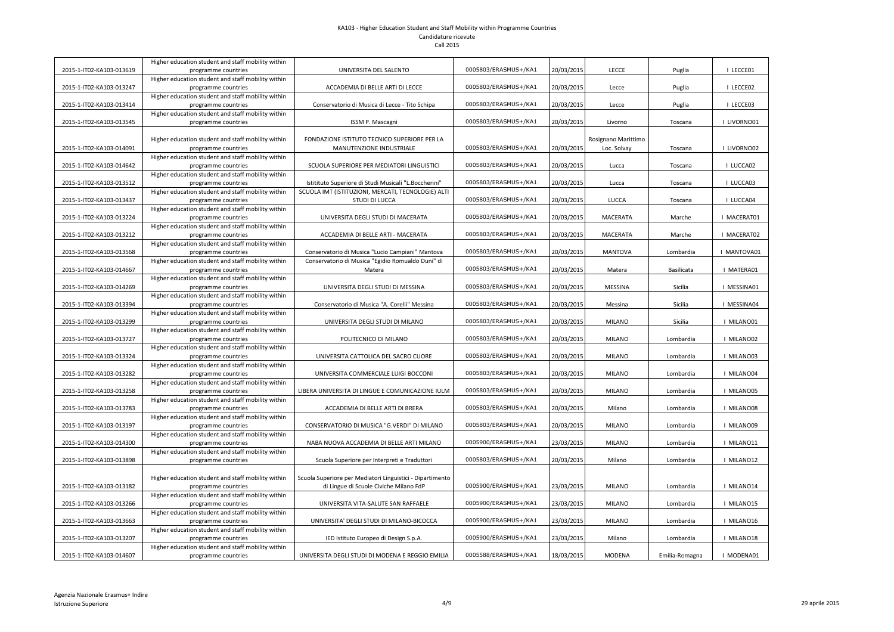# KA103 - Higher Education Student and Staff Mobility within Programme Countries
Candidature ricevute
Call 2015

| | | | | | | | |
|---|---|---|---|---|---|---|---|
| 2015-1-IT02-KA103-013619 | Higher education student and staff mobility within programme countries | UNIVERSITA DEL SALENTO | 0005803/ERASMUS+/KA1 | 20/03/2015 | LECCE | Puglia | I LECCE01 |
| 2015-1-IT02-KA103-013247 | Higher education student and staff mobility within programme countries | ACCADEMIA DI BELLE ARTI DI LECCE | 0005803/ERASMUS+/KA1 | 20/03/2015 | Lecce | Puglia | I LECCE02 |
| 2015-1-IT02-KA103-013414 | Higher education student and staff mobility within programme countries | Conservatorio di Musica di Lecce - Tito Schipa | 0005803/ERASMUS+/KA1 | 20/03/2015 | Lecce | Puglia | I LECCE03 |
| 2015-1-IT02-KA103-013545 | Higher education student and staff mobility within programme countries | ISSM P. Mascagni | 0005803/ERASMUS+/KA1 | 20/03/2015 | Livorno | Toscana | I LIVORNO01 |
| 2015-1-IT02-KA103-014091 | Higher education student and staff mobility within programme countries | FONDAZIONE ISTITUTO TECNICO SUPERIORE PER LA MANUTENZIONE INDUSTRIALE | 0005803/ERASMUS+/KA1 | 20/03/2015 | Rosignano Marittimo Loc. Solvay | Toscana | I LIVORNO02 |
| 2015-1-IT02-KA103-014642 | Higher education student and staff mobility within programme countries | SCUOLA SUPERIORE PER MEDIATORI LINGUISTICI | 0005803/ERASMUS+/KA1 | 20/03/2015 | Lucca | Toscana | I LUCCA02 |
| 2015-1-IT02-KA103-013512 | Higher education student and staff mobility within programme countries | Istitituto Superiore di Studi Musicali "L.Boccherini" | 0005803/ERASMUS+/KA1 | 20/03/2015 | Lucca | Toscana | I LUCCA03 |
| 2015-1-IT02-KA103-013437 | Higher education student and staff mobility within programme countries | SCUOLA IMT (ISTITUZIONI, MERCATI, TECNOLOGIE) ALTI STUDI DI LUCCA | 0005803/ERASMUS+/KA1 | 20/03/2015 | LUCCA | Toscana | I LUCCA04 |
| 2015-1-IT02-KA103-013224 | Higher education student and staff mobility within programme countries | UNIVERSITA DEGLI STUDI DI MACERATA | 0005803/ERASMUS+/KA1 | 20/03/2015 | MACERATA | Marche | I MACERAT01 |
| 2015-1-IT02-KA103-013212 | Higher education student and staff mobility within programme countries | ACCADEMIA DI BELLE ARTI - MACERATA | 0005803/ERASMUS+/KA1 | 20/03/2015 | MACERATA | Marche | I MACERAT02 |
| 2015-1-IT02-KA103-013568 | Higher education student and staff mobility within programme countries | Conservatorio di Musica "Lucio Campiani" Mantova | 0005803/ERASMUS+/KA1 | 20/03/2015 | MANTOVA | Lombardia | I MANTOVA01 |
| 2015-1-IT02-KA103-014667 | Higher education student and staff mobility within programme countries | Conservatorio di Musica "Egidio Romualdo Duni" di Matera | 0005803/ERASMUS+/KA1 | 20/03/2015 | Matera | Basilicata | I MATERA01 |
| 2015-1-IT02-KA103-014269 | Higher education student and staff mobility within programme countries | UNIVERSITA DEGLI STUDI DI MESSINA | 0005803/ERASMUS+/KA1 | 20/03/2015 | MESSINA | Sicilia | I MESSINA01 |
| 2015-1-IT02-KA103-013394 | Higher education student and staff mobility within programme countries | Conservatorio di Musica "A. Corelli" Messina | 0005803/ERASMUS+/KA1 | 20/03/2015 | Messina | Sicilia | I MESSINA04 |
| 2015-1-IT02-KA103-013299 | Higher education student and staff mobility within programme countries | UNIVERSITA DEGLI STUDI DI MILANO | 0005803/ERASMUS+/KA1 | 20/03/2015 | MILANO | Sicilia | I MILANO01 |
| 2015-1-IT02-KA103-013727 | Higher education student and staff mobility within programme countries | POLITECNICO DI MILANO | 0005803/ERASMUS+/KA1 | 20/03/2015 | MILANO | Lombardia | I MILANO02 |
| 2015-1-IT02-KA103-013324 | Higher education student and staff mobility within programme countries | UNIVERSITA CATTOLICA DEL SACRO CUORE | 0005803/ERASMUS+/KA1 | 20/03/2015 | MILANO | Lombardia | I MILANO03 |
| 2015-1-IT02-KA103-013282 | Higher education student and staff mobility within programme countries | UNIVERSITA COMMERCIALE LUIGI BOCCONI | 0005803/ERASMUS+/KA1 | 20/03/2015 | MILANO | Lombardia | I MILANO04 |
| 2015-1-IT02-KA103-013258 | Higher education student and staff mobility within programme countries | LIBERA UNIVERSITA DI LINGUE E COMUNICAZIONE IULM | 0005803/ERASMUS+/KA1 | 20/03/2015 | MILANO | Lombardia | I MILANO05 |
| 2015-1-IT02-KA103-013783 | Higher education student and staff mobility within programme countries | ACCADEMIA DI BELLE ARTI DI BRERA | 0005803/ERASMUS+/KA1 | 20/03/2015 | Milano | Lombardia | I MILANO08 |
| 2015-1-IT02-KA103-013197 | Higher education student and staff mobility within programme countries | CONSERVATORIO DI MUSICA "G.VERDI" DI MILANO | 0005803/ERASMUS+/KA1 | 20/03/2015 | MILANO | Lombardia | I MILANO09 |
| 2015-1-IT02-KA103-014300 | Higher education student and staff mobility within programme countries | NABA NUOVA ACCADEMIA DI BELLE ARTI MILANO | 0005900/ERASMUS+/KA1 | 23/03/2015 | MILANO | Lombardia | I MILANO11 |
| 2015-1-IT02-KA103-013898 | Higher education student and staff mobility within programme countries | Scuola Superiore per Interpreti e Traduttori | 0005803/ERASMUS+/KA1 | 20/03/2015 | Milano | Lombardia | I MILANO12 |
| 2015-1-IT02-KA103-013182 | Higher education student and staff mobility within programme countries | Scuola Superiore per Mediatori Linguistici - Dipartimento di Lingue di Scuole Civiche Milano FdP | 0005900/ERASMUS+/KA1 | 23/03/2015 | MILANO | Lombardia | I MILANO14 |
| 2015-1-IT02-KA103-013266 | Higher education student and staff mobility within programme countries | UNIVERSITA VITA-SALUTE SAN RAFFAELE | 0005900/ERASMUS+/KA1 | 23/03/2015 | MILANO | Lombardia | I MILANO15 |
| 2015-1-IT02-KA103-013663 | Higher education student and staff mobility within programme countries | UNIVERSITA' DEGLI STUDI DI MILANO-BICOCCA | 0005900/ERASMUS+/KA1 | 23/03/2015 | MILANO | Lombardia | I MILANO16 |
| 2015-1-IT02-KA103-013207 | Higher education student and staff mobility within programme countries | IED Istituto Europeo di Design S.p.A. | 0005900/ERASMUS+/KA1 | 23/03/2015 | Milano | Lombardia | I MILANO18 |
| 2015-1-IT02-KA103-014607 | Higher education student and staff mobility within programme countries | UNIVERSITA DEGLI STUDI DI MODENA E REGGIO EMILIA | 0005588/ERASMUS+/KA1 | 18/03/2015 | MODENA | Emilia-Romagna | I MODENA01 |

Agenzia Nazionale Erasmus+ Indire
Istruzione Superiore

29 aprile 2015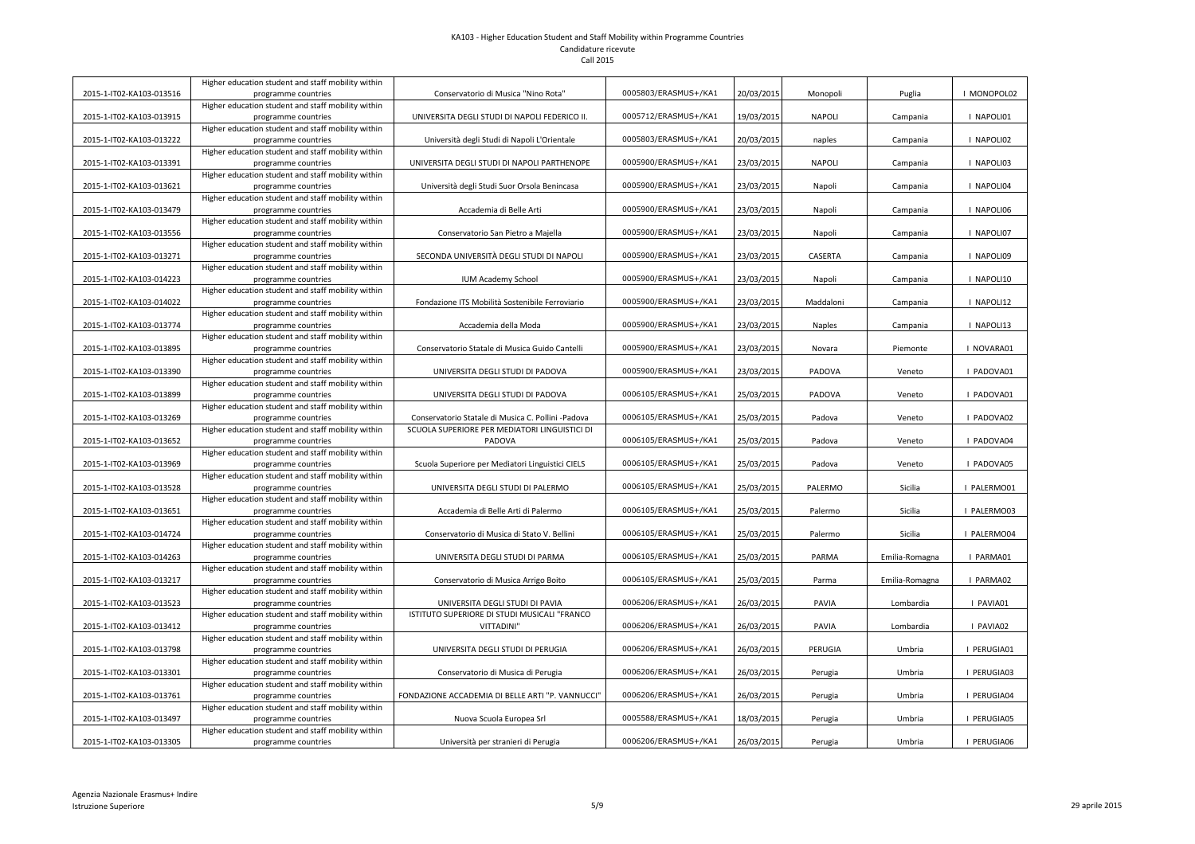# KA103 - Higher Education Student and Staff Mobility within Programme Countries

Candidature ricevute

Call 2015

| | | | | | | | |
|---|---|---|---|---|---|---|---|
| 2015-1-IT02-KA103-013516 | Higher education student and staff mobility within programme countries | Conservatorio di Musica "Nino Rota" | 0005803/ERASMUS+/KA1 | 20/03/2015 | Monopoli | Puglia | I MONOPOL02 |
| 2015-1-IT02-KA103-013915 | Higher education student and staff mobility within programme countries | UNIVERSITA DEGLI STUDI DI NAPOLI FEDERICO II. | 0005712/ERASMUS+/KA1 | 19/03/2015 | NAPOLI | Campania | I NAPOLI01 |
| 2015-1-IT02-KA103-013222 | Higher education student and staff mobility within programme countries | Università degli Studi di Napoli L'Orientale | 0005803/ERASMUS+/KA1 | 20/03/2015 | naples | Campania | I NAPOLI02 |
| 2015-1-IT02-KA103-013391 | Higher education student and staff mobility within programme countries | UNIVERSITA DEGLI STUDI DI NAPOLI PARTHENOPE | 0005900/ERASMUS+/KA1 | 23/03/2015 | NAPOLI | Campania | I NAPOLI03 |
| 2015-1-IT02-KA103-013621 | Higher education student and staff mobility within programme countries | Università degli Studi Suor Orsola Benincasa | 0005900/ERASMUS+/KA1 | 23/03/2015 | Napoli | Campania | I NAPOLI04 |
| 2015-1-IT02-KA103-013479 | Higher education student and staff mobility within programme countries | Accademia di Belle Arti | 0005900/ERASMUS+/KA1 | 23/03/2015 | Napoli | Campania | I NAPOLI06 |
| 2015-1-IT02-KA103-013556 | Higher education student and staff mobility within programme countries | Conservatorio San Pietro a Majella | 0005900/ERASMUS+/KA1 | 23/03/2015 | Napoli | Campania | I NAPOLI07 |
| 2015-1-IT02-KA103-013271 | Higher education student and staff mobility within programme countries | SECONDA UNIVERSITÀ DEGLI STUDI DI NAPOLI | 0005900/ERASMUS+/KA1 | 23/03/2015 | CASERTA | Campania | I NAPOLI09 |
| 2015-1-IT02-KA103-014223 | Higher education student and staff mobility within programme countries | IUM Academy School | 0005900/ERASMUS+/KA1 | 23/03/2015 | Napoli | Campania | I NAPOLI10 |
| 2015-1-IT02-KA103-014022 | Higher education student and staff mobility within programme countries | Fondazione ITS Mobilità Sostenibile Ferroviario | 0005900/ERASMUS+/KA1 | 23/03/2015 | Maddaloni | Campania | I NAPOLI12 |
| 2015-1-IT02-KA103-013774 | Higher education student and staff mobility within programme countries | Accademia della Moda | 0005900/ERASMUS+/KA1 | 23/03/2015 | Naples | Campania | I NAPOLI13 |
| 2015-1-IT02-KA103-013895 | Higher education student and staff mobility within programme countries | Conservatorio Statale di Musica Guido Cantelli | 0005900/ERASMUS+/KA1 | 23/03/2015 | Novara | Piemonte | I NOVARA01 |
| 2015-1-IT02-KA103-013390 | Higher education student and staff mobility within programme countries | UNIVERSITA DEGLI STUDI DI PADOVA | 0005900/ERASMUS+/KA1 | 23/03/2015 | PADOVA | Veneto | I PADOVA01 |
| 2015-1-IT02-KA103-013899 | Higher education student and staff mobility within programme countries | UNIVERSITA DEGLI STUDI DI PADOVA | 0006105/ERASMUS+/KA1 | 25/03/2015 | PADOVA | Veneto | I PADOVA01 |
| 2015-1-IT02-KA103-013269 | Higher education student and staff mobility within programme countries | Conservatorio Statale di Musica C. Pollini -Padova | 0006105/ERASMUS+/KA1 | 25/03/2015 | Padova | Veneto | I PADOVA02 |
| 2015-1-IT02-KA103-013652 | Higher education student and staff mobility within programme countries | SCUOLA SUPERIORE PER MEDIATORI LINGUISTICI DI PADOVA | 0006105/ERASMUS+/KA1 | 25/03/2015 | Padova | Veneto | I PADOVA04 |
| 2015-1-IT02-KA103-013969 | Higher education student and staff mobility within programme countries | Scuola Superiore per Mediatori Linguistici CIELS | 0006105/ERASMUS+/KA1 | 25/03/2015 | Padova | Veneto | I PADOVA05 |
| 2015-1-IT02-KA103-013528 | Higher education student and staff mobility within programme countries | UNIVERSITA DEGLI STUDI DI PALERMO | 0006105/ERASMUS+/KA1 | 25/03/2015 | PALERMO | Sicilia | I PALERMO01 |
| 2015-1-IT02-KA103-013651 | Higher education student and staff mobility within programme countries | Accademia di Belle Arti di Palermo | 0006105/ERASMUS+/KA1 | 25/03/2015 | Palermo | Sicilia | I PALERMO03 |
| 2015-1-IT02-KA103-014724 | Higher education student and staff mobility within programme countries | Conservatorio di Musica di Stato V. Bellini | 0006105/ERASMUS+/KA1 | 25/03/2015 | Palermo | Sicilia | I PALERMO04 |
| 2015-1-IT02-KA103-014263 | Higher education student and staff mobility within programme countries | UNIVERSITA DEGLI STUDI DI PARMA | 0006105/ERASMUS+/KA1 | 25/03/2015 | PARMA | Emilia-Romagna | I PARMA01 |
| 2015-1-IT02-KA103-013217 | Higher education student and staff mobility within programme countries | Conservatorio di Musica Arrigo Boito | 0006105/ERASMUS+/KA1 | 25/03/2015 | Parma | Emilia-Romagna | I PARMA02 |
| 2015-1-IT02-KA103-013523 | Higher education student and staff mobility within programme countries | UNIVERSITA DEGLI STUDI DI PAVIA | 0006206/ERASMUS+/KA1 | 26/03/2015 | PAVIA | Lombardia | I PAVIA01 |
| 2015-1-IT02-KA103-013412 | Higher education student and staff mobility within programme countries | ISTITUTO SUPERIORE DI STUDI MUSICALI "FRANCO VITTADINI" | 0006206/ERASMUS+/KA1 | 26/03/2015 | PAVIA | Lombardia | I PAVIA02 |
| 2015-1-IT02-KA103-013798 | Higher education student and staff mobility within programme countries | UNIVERSITA DEGLI STUDI DI PERUGIA | 0006206/ERASMUS+/KA1 | 26/03/2015 | PERUGIA | Umbria | I PERUGIA01 |
| 2015-1-IT02-KA103-013301 | Higher education student and staff mobility within programme countries | Conservatorio di Musica di Perugia | 0006206/ERASMUS+/KA1 | 26/03/2015 | Perugia | Umbria | I PERUGIA03 |
| 2015-1-IT02-KA103-013761 | Higher education student and staff mobility within programme countries | FONDAZIONE ACCADEMIA DI BELLE ARTI "P. VANNUCCI" | 0006206/ERASMUS+/KA1 | 26/03/2015 | Perugia | Umbria | I PERUGIA04 |
| 2015-1-IT02-KA103-013497 | Higher education student and staff mobility within programme countries | Nuova Scuola Europea Srl | 0005588/ERASMUS+/KA1 | 18/03/2015 | Perugia | Umbria | I PERUGIA05 |
| 2015-1-IT02-KA103-013305 | Higher education student and staff mobility within programme countries | Università per stranieri di Perugia | 0006206/ERASMUS+/KA1 | 26/03/2015 | Perugia | Umbria | I PERUGIA06 |

Agenzia Nazionale Erasmus+ Indire
Istruzione Superiore

29 aprile 2015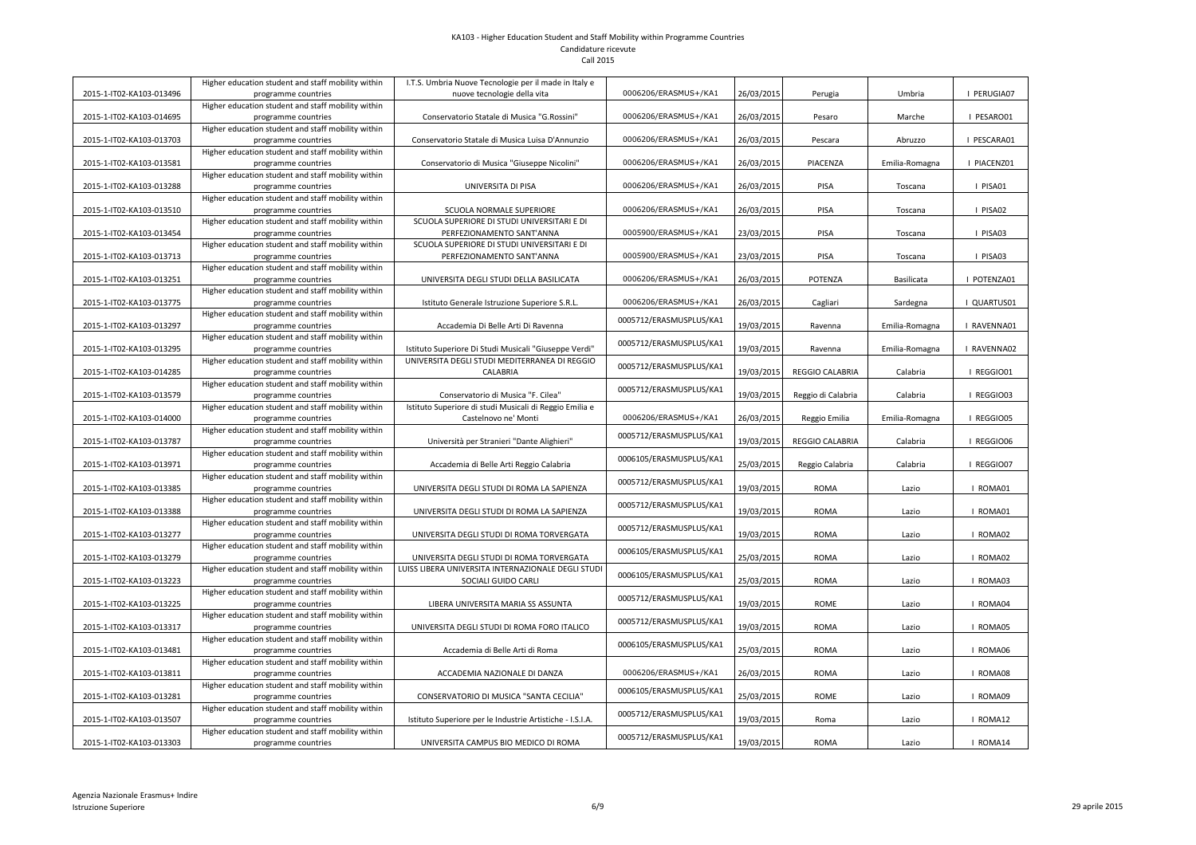# KA103 - Higher Education Student and Staff Mobility within Programme Countries

Candidature ricevute

Call 2015

| | | | | | | | |
|---|---|---|---|---|---|---|---|
| 2015-1-IT02-KA103-013496 | Higher education student and staff mobility within programme countries | I.T.S. Umbria Nuove Tecnologie per il made in Italy e nuove tecnologie della vita | 0006206/ERASMUS+/KA1 | 26/03/2015 | Perugia | Umbria | I PERUGIA07 |
| 2015-1-IT02-KA103-014695 | Higher education student and staff mobility within programme countries | Conservatorio Statale di Musica "G.Rossini" | 0006206/ERASMUS+/KA1 | 26/03/2015 | Pesaro | Marche | I PESARO01 |
| 2015-1-IT02-KA103-013703 | Higher education student and staff mobility within programme countries | Conservatorio Statale di Musica Luisa D'Annunzio | 0006206/ERASMUS+/KA1 | 26/03/2015 | Pescara | Abruzzo | I PESCARA01 |
| 2015-1-IT02-KA103-013581 | Higher education student and staff mobility within programme countries | Conservatorio di Musica "Giuseppe Nicolini" | 0006206/ERASMUS+/KA1 | 26/03/2015 | PIACENZA | Emilia-Romagna | I PIACENZ01 |
| 2015-1-IT02-KA103-013288 | Higher education student and staff mobility within programme countries | UNIVERSITA DI PISA | 0006206/ERASMUS+/KA1 | 26/03/2015 | PISA | Toscana | I PISA01 |
| 2015-1-IT02-KA103-013510 | Higher education student and staff mobility within programme countries | SCUOLA NORMALE SUPERIORE | 0006206/ERASMUS+/KA1 | 26/03/2015 | PISA | Toscana | I PISA02 |
| 2015-1-IT02-KA103-013454 | Higher education student and staff mobility within programme countries | SCUOLA SUPERIORE DI STUDI UNIVERSITARI E DI PERFEZIONAMENTO SANT'ANNA | 0005900/ERASMUS+/KA1 | 23/03/2015 | PISA | Toscana | I PISA03 |
| 2015-1-IT02-KA103-013713 | Higher education student and staff mobility within programme countries | SCUOLA SUPERIORE DI STUDI UNIVERSITARI E DI PERFEZIONAMENTO SANT'ANNA | 0005900/ERASMUS+/KA1 | 23/03/2015 | PISA | Toscana | I PISA03 |
| 2015-1-IT02-KA103-013251 | Higher education student and staff mobility within programme countries | UNIVERSITA DEGLI STUDI DELLA BASILICATA | 0006206/ERASMUS+/KA1 | 26/03/2015 | POTENZA | Basilicata | I POTENZA01 |
| 2015-1-IT02-KA103-013775 | Higher education student and staff mobility within programme countries | Istituto Generale Istruzione Superiore S.R.L. | 0006206/ERASMUS+/KA1 | 26/03/2015 | Cagliari | Sardegna | I QUARTUS01 |
| 2015-1-IT02-KA103-013297 | Higher education student and staff mobility within programme countries | Accademia Di Belle Arti Di Ravenna | 0005712/ERASMUSPLUS/KA1 | 19/03/2015 | Ravenna | Emilia-Romagna | I RAVENNA01 |
| 2015-1-IT02-KA103-013295 | Higher education student and staff mobility within programme countries | Istituto Superiore Di Studi Musicali "Giuseppe Verdi" | 0005712/ERASMUSPLUS/KA1 | 19/03/2015 | Ravenna | Emilia-Romagna | I RAVENNA02 |
| 2015-1-IT02-KA103-014285 | Higher education student and staff mobility within programme countries | UNIVERSITA DEGLI STUDI MEDITERRANEA DI REGGIO CALABRIA | 0005712/ERASMUSPLUS/KA1 | 19/03/2015 | REGGIO CALABRIA | Calabria | I REGGIO01 |
| 2015-1-IT02-KA103-013579 | Higher education student and staff mobility within programme countries | Conservatorio di Musica "F. Cilea" | 0005712/ERASMUSPLUS/KA1 | 19/03/2015 | Reggio di Calabria | Calabria | I REGGIO03 |
| 2015-1-IT02-KA103-014000 | Higher education student and staff mobility within programme countries | Istituto Superiore di studi Musicali di Reggio Emilia e Castelnovo ne' Monti | 0006206/ERASMUS+/KA1 | 26/03/2015 | Reggio Emilia | Emilia-Romagna | I REGGIO05 |
| 2015-1-IT02-KA103-013787 | Higher education student and staff mobility within programme countries | Università per Stranieri "Dante Alighieri" | 0005712/ERASMUSPLUS/KA1 | 19/03/2015 | REGGIO CALABRIA | Calabria | I REGGIO06 |
| 2015-1-IT02-KA103-013971 | Higher education student and staff mobility within programme countries | Accademia di Belle Arti Reggio Calabria | 0006105/ERASMUSPLUS/KA1 | 25/03/2015 | Reggio Calabria | Calabria | I REGGIO07 |
| 2015-1-IT02-KA103-013385 | Higher education student and staff mobility within programme countries | UNIVERSITA DEGLI STUDI DI ROMA LA SAPIENZA | 0005712/ERASMUSPLUS/KA1 | 19/03/2015 | ROMA | Lazio | I ROMA01 |
| 2015-1-IT02-KA103-013388 | Higher education student and staff mobility within programme countries | UNIVERSITA DEGLI STUDI DI ROMA LA SAPIENZA | 0005712/ERASMUSPLUS/KA1 | 19/03/2015 | ROMA | Lazio | I ROMA01 |
| 2015-1-IT02-KA103-013277 | Higher education student and staff mobility within programme countries | UNIVERSITA DEGLI STUDI DI ROMA TORVERGATA | 0005712/ERASMUSPLUS/KA1 | 19/03/2015 | ROMA | Lazio | I ROMA02 |
| 2015-1-IT02-KA103-013279 | Higher education student and staff mobility within programme countries | UNIVERSITA DEGLI STUDI DI ROMA TORVERGATA | 0006105/ERASMUSPLUS/KA1 | 25/03/2015 | ROMA | Lazio | I ROMA02 |
| 2015-1-IT02-KA103-013223 | Higher education student and staff mobility within programme countries | LUISS LIBERA UNIVERSITA INTERNAZIONALE DEGLI STUDI SOCIALI GUIDO CARLI | 0006105/ERASMUSPLUS/KA1 | 25/03/2015 | ROMA | Lazio | I ROMA03 |
| 2015-1-IT02-KA103-013225 | Higher education student and staff mobility within programme countries | LIBERA UNIVERSITA MARIA SS ASSUNTA | 0005712/ERASMUSPLUS/KA1 | 19/03/2015 | ROME | Lazio | I ROMA04 |
| 2015-1-IT02-KA103-013317 | Higher education student and staff mobility within programme countries | UNIVERSITA DEGLI STUDI DI ROMA FORO ITALICO | 0005712/ERASMUSPLUS/KA1 | 19/03/2015 | ROMA | Lazio | I ROMA05 |
| 2015-1-IT02-KA103-013481 | Higher education student and staff mobility within programme countries | Accademia di Belle Arti di Roma | 0006105/ERASMUSPLUS/KA1 | 25/03/2015 | ROMA | Lazio | I ROMA06 |
| 2015-1-IT02-KA103-013811 | Higher education student and staff mobility within programme countries | ACCADEMIA NAZIONALE DI DANZA | 0006206/ERASMUS+/KA1 | 26/03/2015 | ROMA | Lazio | I ROMA08 |
| 2015-1-IT02-KA103-013281 | Higher education student and staff mobility within programme countries | CONSERVATORIO DI MUSICA "SANTA CECILIA" | 0006105/ERASMUSPLUS/KA1 | 25/03/2015 | ROME | Lazio | I ROMA09 |
| 2015-1-IT02-KA103-013507 | Higher education student and staff mobility within programme countries | Istituto Superiore per le Industrie Artistiche - I.S.I.A. | 0005712/ERASMUSPLUS/KA1 | 19/03/2015 | Roma | Lazio | I ROMA12 |
| 2015-1-IT02-KA103-013303 | Higher education student and staff mobility within programme countries | UNIVERSITA CAMPUS BIO MEDICO DI ROMA | 0005712/ERASMUSPLUS/KA1 | 19/03/2015 | ROMA | Lazio | I ROMA14 |

Agenzia Nazionale Erasmus+ Indire
Istruzione Superiore

29 aprile 2015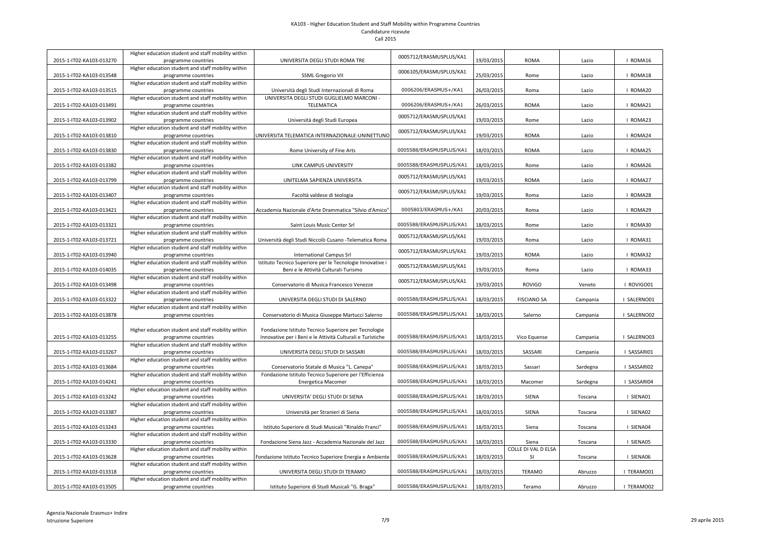# KA103 - Higher Education Student and Staff Mobility within Programme Countries

Candidature ricevute

Call 2015

| | | | | | | | |
|---|---|---|---|---|---|---|---|
| 2015-1-IT02-KA103-013270 | Higher education student and staff mobility within programme countries | UNIVERSITA DEGLI STUDI ROMA TRE | 0005712/ERASMUSPLUS/KA1 | 19/03/2015 | ROMA | Lazio | I ROMA16 |
| 2015-1-IT02-KA103-013548 | Higher education student and staff mobility within programme countries | SSML Gregorio VII | 0006105/ERASMUSPLUS/KA1 | 25/03/2015 | Rome | Lazio | I ROMA18 |
| 2015-1-IT02-KA103-013515 | Higher education student and staff mobility within programme countries | Università degli Studi Internazionali di Roma | 0006206/ERASMUS+/KA1 | 26/03/2015 | Roma | Lazio | I ROMA20 |
| 2015-1-IT02-KA103-013491 | Higher education student and staff mobility within programme countries | UNIVERSITA DEGLI STUDI GUGLIELMO MARCONI - TELEMATICA | 0006206/ERASMUS+/KA1 | 26/03/2015 | ROMA | Lazio | I ROMA21 |
| 2015-1-IT02-KA103-013902 | Higher education student and staff mobility within programme countries | Università degli Studi Europea | 0005712/ERASMUSPLUS/KA1 | 19/03/2015 | Rome | Lazio | I ROMA23 |
| 2015-1-IT02-KA103-013810 | Higher education student and staff mobility within programme countries | UNIVERSITA TELEMATICA INTERNAZIONALE-UNINETTUNO | 0005712/ERASMUSPLUS/KA1 | 19/03/2015 | ROMA | Lazio | I ROMA24 |
| 2015-1-IT02-KA103-013830 | Higher education student and staff mobility within programme countries | Rome University of Fine Arts | 0005588/ERASMUSPLUS/KA1 | 18/03/2015 | ROMA | Lazio | I ROMA25 |
| 2015-1-IT02-KA103-013382 | Higher education student and staff mobility within programme countries | LINK CAMPUS UNIVERSITY | 0005588/ERASMUSPLUS/KA1 | 18/03/2015 | Rome | Lazio | I ROMA26 |
| 2015-1-IT02-KA103-013799 | Higher education student and staff mobility within programme countries | UNITELMA SAPIENZA UNIVERSITA | 0005712/ERASMUSPLUS/KA1 | 19/03/2015 | ROMA | Lazio | I ROMA27 |
| 2015-1-IT02-KA103-013407 | Higher education student and staff mobility within programme countries | Facoltà valdese di teologia | 0005712/ERASMUSPLUS/KA1 | 19/03/2015 | Roma | Lazio | I ROMA28 |
| 2015-1-IT02-KA103-013421 | Higher education student and staff mobility within programme countries | Accademia Nazionale d'Arte Drammatica "Silvio d'Amico" | 0005803/ERASMUS+/KA1 | 20/03/2015 | Roma | Lazio | I ROMA29 |
| 2015-1-IT02-KA103-013321 | Higher education student and staff mobility within programme countries | Saint Louis Music Center Srl | 0005588/ERASMUSPLUS/KA1 | 18/03/2015 | Rome | Lazio | I ROMA30 |
| 2015-1-IT02-KA103-013721 | Higher education student and staff mobility within programme countries | Università degli Studi Niccolò Cusano -Telematica Roma | 0005712/ERASMUSPLUS/KA1 | 19/03/2015 | Roma | Lazio | I ROMA31 |
| 2015-1-IT02-KA103-013940 | Higher education student and staff mobility within programme countries | International Campus Srl | 0005712/ERASMUSPLUS/KA1 | 19/03/2015 | ROMA | Lazio | I ROMA32 |
| 2015-1-IT02-KA103-014035 | Higher education student and staff mobility within programme countries | Istituto Tecnico Superiore per le Tecnologie Innovative i Beni e le Attività Culturali-Turismo | 0005712/ERASMUSPLUS/KA1 | 19/03/2015 | Roma | Lazio | I ROMA33 |
| 2015-1-IT02-KA103-013498 | Higher education student and staff mobility within programme countries | Conservatorio di Musica Francesco Venezze | 0005712/ERASMUSPLUS/KA1 | 19/03/2015 | ROVIGO | Veneto | I ROVIGO01 |
| 2015-1-IT02-KA103-013322 | Higher education student and staff mobility within programme countries | UNIVERSITA DEGLI STUDI DI SALERNO | 0005588/ERASMUSPLUS/KA1 | 18/03/2015 | FISCIANO SA | Campania | I SALERNO01 |
| 2015-1-IT02-KA103-013878 | Higher education student and staff mobility within programme countries | Conservatorio di Musica Giuseppe Martucci Salerno | 0005588/ERASMUSPLUS/KA1 | 18/03/2015 | Salerno | Campania | I SALERNO02 |
| 2015-1-IT02-KA103-013255 | Higher education student and staff mobility within programme countries | Fondazione Istituto Tecnico Superiore per Tecnologie Innovative per i Beni e le Attività Culturali e Turistiche | 0005588/ERASMUSPLUS/KA1 | 18/03/2015 | Vico Equense | Campania | I SALERNO03 |
| 2015-1-IT02-KA103-013267 | Higher education student and staff mobility within programme countries | UNIVERSITA DEGLI STUDI DI SASSARI | 0005588/ERASMUSPLUS/KA1 | 18/03/2015 | SASSARI | Campania | I SASSARI01 |
| 2015-1-IT02-KA103-013684 | Higher education student and staff mobility within programme countries | Conservatorio Statale di Musica "L. Canepa" | 0005588/ERASMUSPLUS/KA1 | 18/03/2015 | Sassari | Sardegna | I SASSARI02 |
| 2015-1-IT02-KA103-014241 | Higher education student and staff mobility within programme countries | Fondazione Istituto Tecnico Superiore per l'Efficienza Energetica Macomer | 0005588/ERASMUSPLUS/KA1 | 18/03/2015 | Macomer | Sardegna | I SASSARI04 |
| 2015-1-IT02-KA103-013242 | Higher education student and staff mobility within programme countries | UNIVERSITA' DEGLI STUDI DI SIENA | 0005588/ERASMUSPLUS/KA1 | 18/03/2015 | SIENA | Toscana | I SIENA01 |
| 2015-1-IT02-KA103-013387 | Higher education student and staff mobility within programme countries | Università per Stranieri di Siena | 0005588/ERASMUSPLUS/KA1 | 18/03/2015 | SIENA | Toscana | I SIENA02 |
| 2015-1-IT02-KA103-013243 | Higher education student and staff mobility within programme countries | Istituto Superiore di Studi Musicali "Rinaldo Franci" | 0005588/ERASMUSPLUS/KA1 | 18/03/2015 | Siena | Toscana | I SIENA04 |
| 2015-1-IT02-KA103-013330 | Higher education student and staff mobility within programme countries | Fondazione Siena Jazz - Accademia Nazionale del Jazz | 0005588/ERASMUSPLUS/KA1 | 18/03/2015 | Siena | Toscana | I SIENA05 |
| 2015-1-IT02-KA103-013628 | Higher education student and staff mobility within programme countries | Fondazione Istituto Tecnico Superiore Energia e Ambiente | 0005588/ERASMUSPLUS/KA1 | 18/03/2015 | COLLE DI VAL D ELSA SI | Toscana | I SIENA06 |
| 2015-1-IT02-KA103-013318 | Higher education student and staff mobility within programme countries | UNIVERSITA DEGLI STUDI DI TERAMO | 0005588/ERASMUSPLUS/KA1 | 18/03/2015 | TERAMO | Abruzzo | I TERAMO01 |
| 2015-1-IT02-KA103-013505 | Higher education student and staff mobility within programme countries | Istituto Superiore di Studi Musicali "G. Braga" | 0005588/ERASMUSPLUS/KA1 | 18/03/2015 | Teramo | Abruzzo | I TERAMO02 |

Agenzia Nazionale Erasmus+ Indire
Istruzione Superiore

29 aprile 2015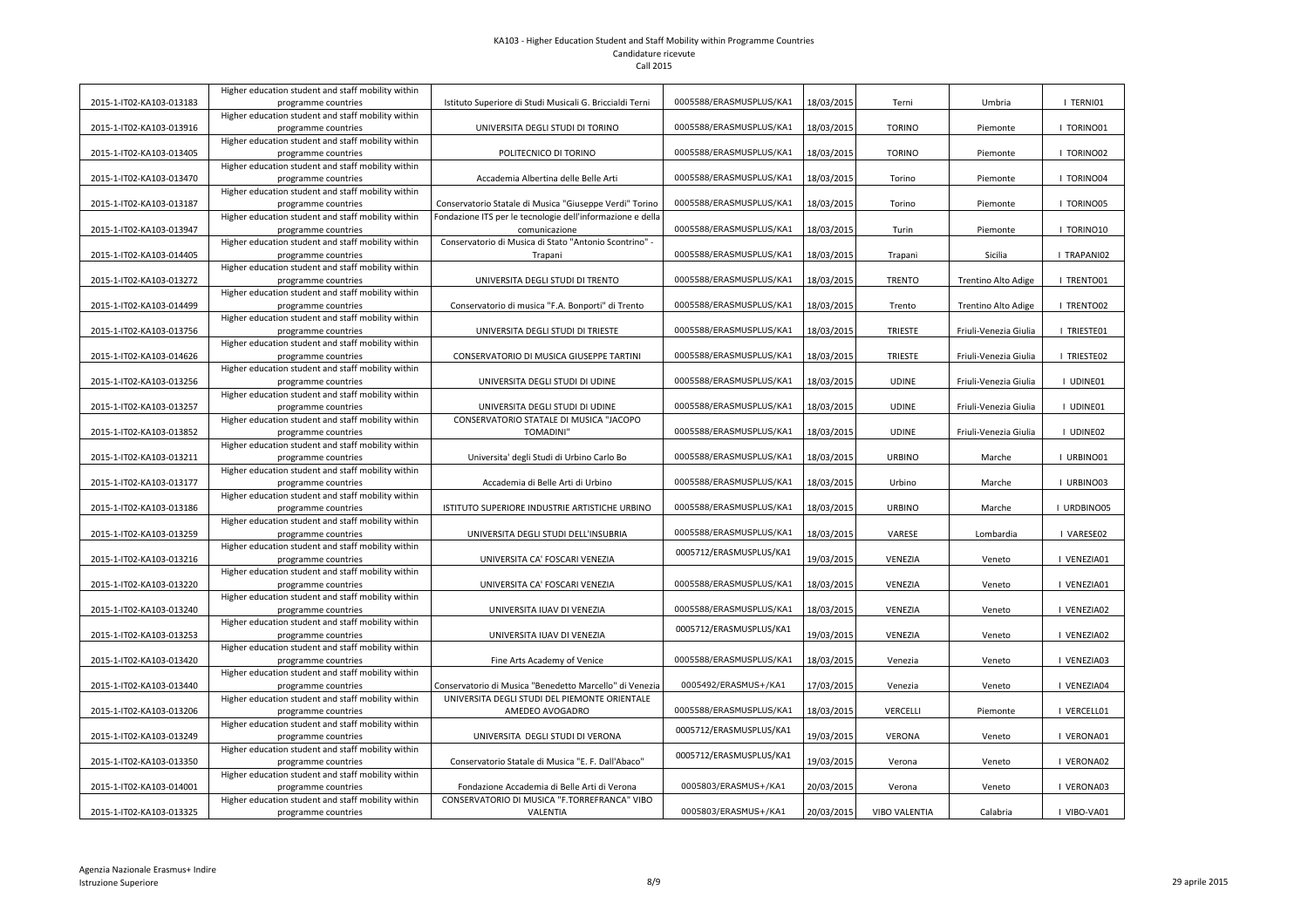# KA103 - Higher Education Student and Staff Mobility within Programme Countries

Candidature ricevute

Call 2015

| | | | | | | | |
|---|---|---|---|---|---|---|---|
| 2015-1-IT02-KA103-013183 | Higher education student and staff mobility within programme countries | Istituto Superiore di Studi Musicali G. Briccialdi Terni | 0005588/ERASMUSPLUS/KA1 | 18/03/2015 | Terni | Umbria | I TERNI01 |
| 2015-1-IT02-KA103-013916 | Higher education student and staff mobility within programme countries | UNIVERSITA DEGLI STUDI DI TORINO | 0005588/ERASMUSPLUS/KA1 | 18/03/2015 | TORINO | Piemonte | I TORINO01 |
| 2015-1-IT02-KA103-013405 | Higher education student and staff mobility within programme countries | POLITECNICO DI TORINO | 0005588/ERASMUSPLUS/KA1 | 18/03/2015 | TORINO | Piemonte | I TORINO02 |
| 2015-1-IT02-KA103-013470 | Higher education student and staff mobility within programme countries | Accademia Albertina delle Belle Arti | 0005588/ERASMUSPLUS/KA1 | 18/03/2015 | Torino | Piemonte | I TORINO04 |
| 2015-1-IT02-KA103-013187 | Higher education student and staff mobility within programme countries | Conservatorio Statale di Musica "Giuseppe Verdi" Torino | 0005588/ERASMUSPLUS/KA1 | 18/03/2015 | Torino | Piemonte | I TORINO05 |
| 2015-1-IT02-KA103-013947 | Higher education student and staff mobility within programme countries | Fondazione ITS per le tecnologie dell'informazione e della comunicazione | 0005588/ERASMUSPLUS/KA1 | 18/03/2015 | Turin | Piemonte | I TORINO10 |
| 2015-1-IT02-KA103-014405 | Higher education student and staff mobility within programme countries | Conservatorio di Musica di Stato "Antonio Scontrino" - Trapani | 0005588/ERASMUSPLUS/KA1 | 18/03/2015 | Trapani | Sicilia | I TRAPANI02 |
| 2015-1-IT02-KA103-013272 | Higher education student and staff mobility within programme countries | UNIVERSITA DEGLI STUDI DI TRENTO | 0005588/ERASMUSPLUS/KA1 | 18/03/2015 | TRENTO | Trentino Alto Adige | I TRENTO01 |
| 2015-1-IT02-KA103-014499 | Higher education student and staff mobility within programme countries | Conservatorio di musica "F.A. Bonporti" di Trento | 0005588/ERASMUSPLUS/KA1 | 18/03/2015 | Trento | Trentino Alto Adige | I TRENTO02 |
| 2015-1-IT02-KA103-013756 | Higher education student and staff mobility within programme countries | UNIVERSITA DEGLI STUDI DI TRIESTE | 0005588/ERASMUSPLUS/KA1 | 18/03/2015 | TRIESTE | Friuli-Venezia Giulia | I TRIESTE01 |
| 2015-1-IT02-KA103-014626 | Higher education student and staff mobility within programme countries | CONSERVATORIO DI MUSICA GIUSEPPE TARTINI | 0005588/ERASMUSPLUS/KA1 | 18/03/2015 | TRIESTE | Friuli-Venezia Giulia | I TRIESTE02 |
| 2015-1-IT02-KA103-013256 | Higher education student and staff mobility within programme countries | UNIVERSITA DEGLI STUDI DI UDINE | 0005588/ERASMUSPLUS/KA1 | 18/03/2015 | UDINE | Friuli-Venezia Giulia | I UDINE01 |
| 2015-1-IT02-KA103-013257 | Higher education student and staff mobility within programme countries | UNIVERSITA DEGLI STUDI DI UDINE | 0005588/ERASMUSPLUS/KA1 | 18/03/2015 | UDINE | Friuli-Venezia Giulia | I UDINE01 |
| 2015-1-IT02-KA103-013852 | Higher education student and staff mobility within programme countries | CONSERVATORIO STATALE DI MUSICA "JACOPO TOMADINI" | 0005588/ERASMUSPLUS/KA1 | 18/03/2015 | UDINE | Friuli-Venezia Giulia | I UDINE02 |
| 2015-1-IT02-KA103-013211 | Higher education student and staff mobility within programme countries | Universita' degli Studi di Urbino Carlo Bo | 0005588/ERASMUSPLUS/KA1 | 18/03/2015 | URBINO | Marche | I URBINO01 |
| 2015-1-IT02-KA103-013177 | Higher education student and staff mobility within programme countries | Accademia di Belle Arti di Urbino | 0005588/ERASMUSPLUS/KA1 | 18/03/2015 | Urbino | Marche | I URBINO03 |
| 2015-1-IT02-KA103-013186 | Higher education student and staff mobility within programme countries | ISTITUTO SUPERIORE INDUSTRIE ARTISTICHE URBINO | 0005588/ERASMUSPLUS/KA1 | 18/03/2015 | URBINO | Marche | I URDBINO05 |
| 2015-1-IT02-KA103-013259 | Higher education student and staff mobility within programme countries | UNIVERSITA DEGLI STUDI DELL'INSUBRIA | 0005588/ERASMUSPLUS/KA1 | 18/03/2015 | VARESE | Lombardia | I VARESE02 |
| 2015-1-IT02-KA103-013216 | Higher education student and staff mobility within programme countries | UNIVERSITA CA' FOSCARI VENEZIA | 0005712/ERASMUSPLUS/KA1 | 19/03/2015 | VENEZIA | Veneto | I VENEZIA01 |
| 2015-1-IT02-KA103-013220 | Higher education student and staff mobility within programme countries | UNIVERSITA CA' FOSCARI VENEZIA | 0005588/ERASMUSPLUS/KA1 | 18/03/2015 | VENEZIA | Veneto | I VENEZIA01 |
| 2015-1-IT02-KA103-013240 | Higher education student and staff mobility within programme countries | UNIVERSITA IUAV DI VENEZIA | 0005588/ERASMUSPLUS/KA1 | 18/03/2015 | VENEZIA | Veneto | I VENEZIA02 |
| 2015-1-IT02-KA103-013253 | Higher education student and staff mobility within programme countries | UNIVERSITA IUAV DI VENEZIA | 0005712/ERASMUSPLUS/KA1 | 19/03/2015 | VENEZIA | Veneto | I VENEZIA02 |
| 2015-1-IT02-KA103-013420 | Higher education student and staff mobility within programme countries | Fine Arts Academy of Venice | 0005588/ERASMUSPLUS/KA1 | 18/03/2015 | Venezia | Veneto | I VENEZIA03 |
| 2015-1-IT02-KA103-013440 | Higher education student and staff mobility within programme countries | Conservatorio di Musica "Benedetto Marcello" di Venezia | 0005492/ERASMUS+/KA1 | 17/03/2015 | Venezia | Veneto | I VENEZIA04 |
| 2015-1-IT02-KA103-013206 | Higher education student and staff mobility within programme countries | UNIVERSITA DEGLI STUDI DEL PIEMONTE ORIENTALE AMEDEO AVOGADRO | 0005588/ERASMUSPLUS/KA1 | 18/03/2015 | VERCELLI | Piemonte | I VERCELL01 |
| 2015-1-IT02-KA103-013249 | Higher education student and staff mobility within programme countries | UNIVERSITA DEGLI STUDI DI VERONA | 0005712/ERASMUSPLUS/KA1 | 19/03/2015 | VERONA | Veneto | I VERONA01 |
| 2015-1-IT02-KA103-013350 | Higher education student and staff mobility within programme countries | Conservatorio Statale di Musica "E. F. Dall'Abaco" | 0005712/ERASMUSPLUS/KA1 | 19/03/2015 | Verona | Veneto | I VERONA02 |
| 2015-1-IT02-KA103-014001 | Higher education student and staff mobility within programme countries | Fondazione Accademia di Belle Arti di Verona | 0005803/ERASMUS+/KA1 | 20/03/2015 | Verona | Veneto | I VERONA03 |
| 2015-1-IT02-KA103-013325 | Higher education student and staff mobility within programme countries | CONSERVATORIO DI MUSICA "F.TORREFRANCA" VIBO VALENTIA | 0005803/ERASMUS+/KA1 | 20/03/2015 | VIBO VALENTIA | Calabria | I VIBO-VA01 |

Agenzia Nazionale Erasmus+ Indire
Istruzione Superiore

29 aprile 2015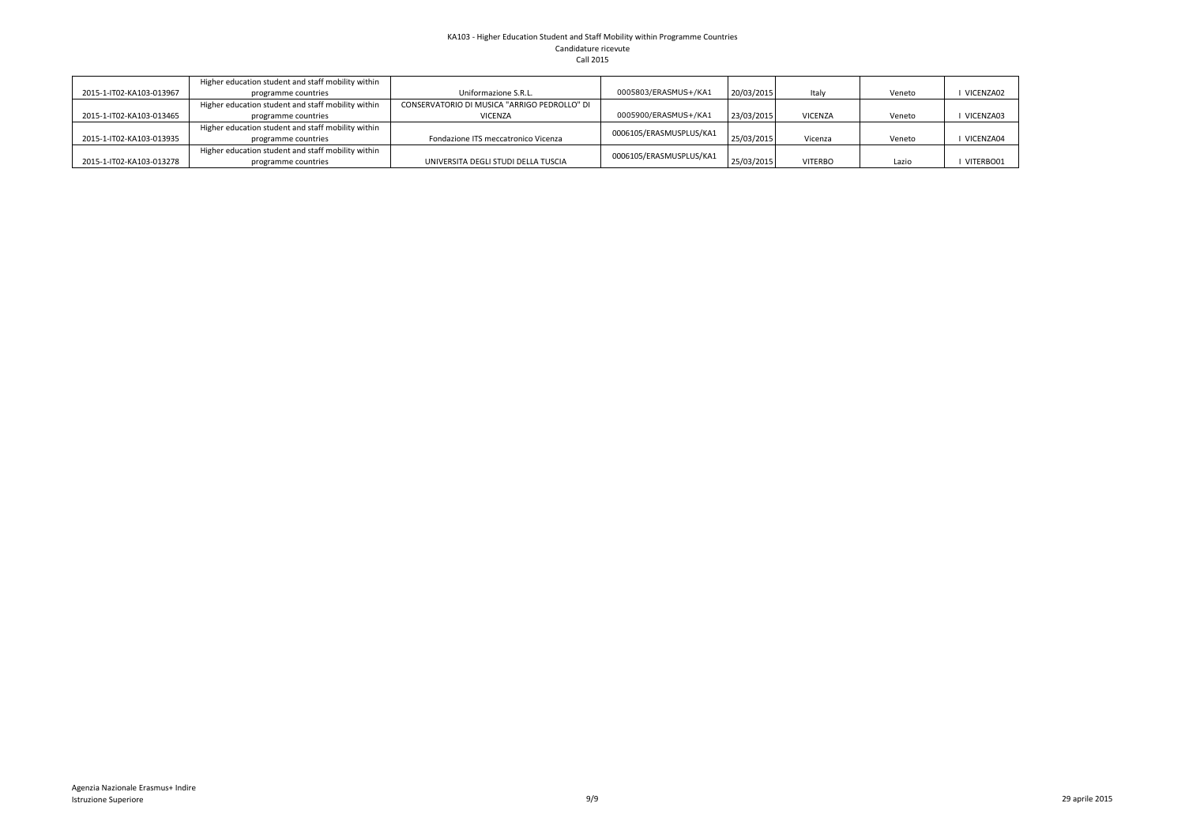KA103 - Higher Education Student and Staff Mobility within Programme Countries
Candidature ricevute
Call 2015

| | | | | | | | |
|---|---|---|---|---|---|---|---|
| 2015-1-IT02-KA103-013967 | Higher education student and staff mobility within programme countries | Uniformazione S.R.L. | 0005803/ERASMUS+/KA1 | 20/03/2015 | Italy | Veneto | I VICENZA02 |
| 2015-1-IT02-KA103-013465 | Higher education student and staff mobility within programme countries | CONSERVATORIO DI MUSICA "ARRIGO PEDROLLO" DI VICENZA | 0005900/ERASMUS+/KA1 | 23/03/2015 | VICENZA | Veneto | I VICENZA03 |
| 2015-1-IT02-KA103-013935 | Higher education student and staff mobility within programme countries | Fondazione ITS meccatronico Vicenza | 0006105/ERASMUSPLUS/KA1 | 25/03/2015 | Vicenza | Veneto | I VICENZA04 |
| 2015-1-IT02-KA103-013278 | Higher education student and staff mobility within programme countries | UNIVERSITA DEGLI STUDI DELLA TUSCIA | 0006105/ERASMUSPLUS/KA1 | 25/03/2015 | VITERBO | Lazio | I VITERBO01 |

Agenzia Nazionale Erasmus+ Indire
Istruzione Superiore

29 aprile 2015